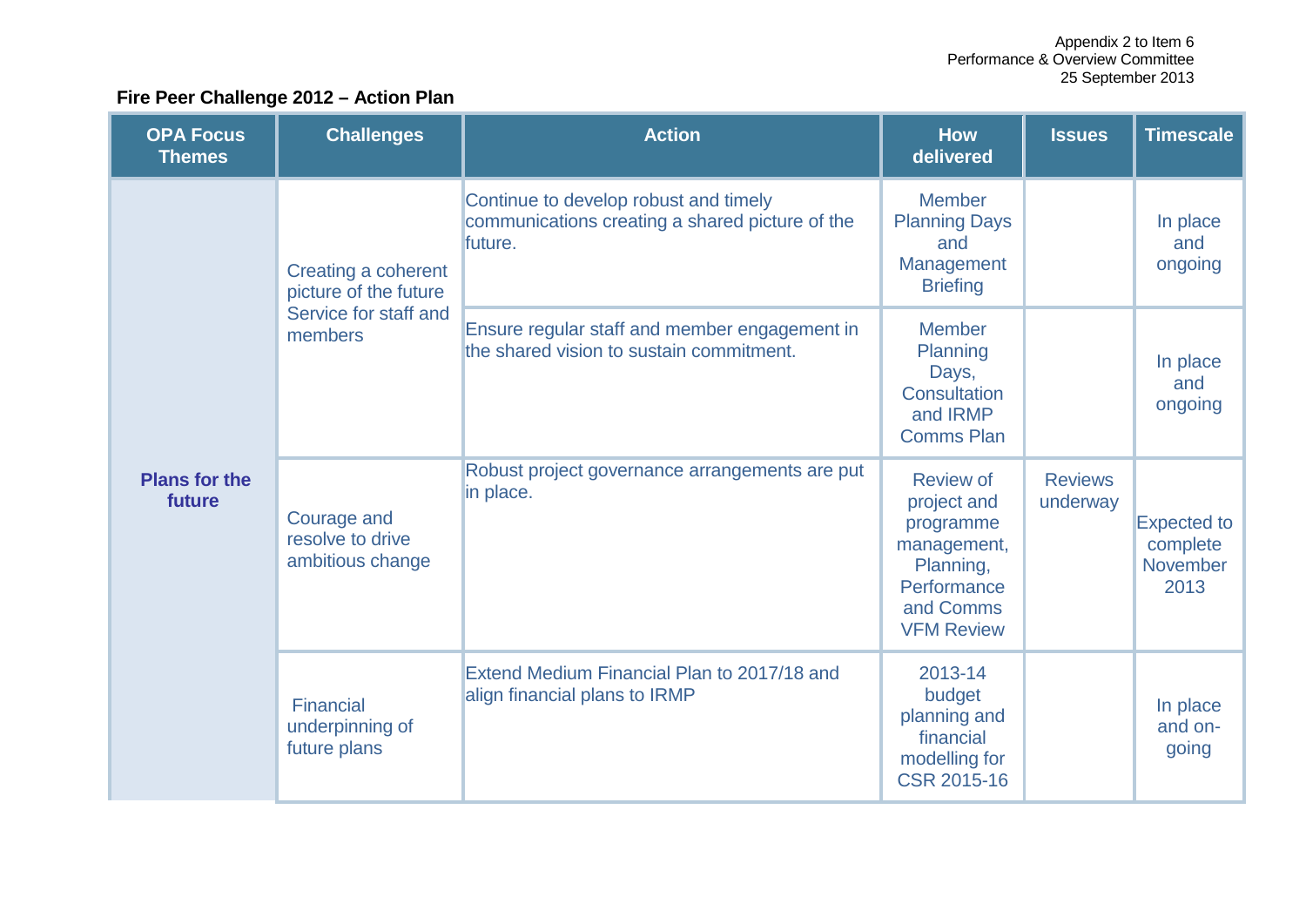Appendix 2 to Item 6
Performance & Overview Committee
25 September 2013

## Fire Peer Challenge 2012 – Action Plan

| OPA Focus Themes | Challenges | Action | How delivered | Issues | Timescale |
|---|---|---|---|---|---|
| **Plans for the future** | Creating a coherent picture of the future Service for staff and members | Continue to develop robust and timely communications creating a shared picture of the future. | Member Planning Days and Management Briefing | | In place and ongoing |
| | | Ensure regular staff and member engagement in the shared vision to sustain commitment. | Member Planning Days, Consultation and IRMP Comms Plan | | In place and ongoing |
| | Courage and resolve to drive ambitious change | Robust project governance arrangements are put in place. | Review of project and programme management, Planning, Performance and Comms VFM Review | Reviews underway | Expected to complete November 2013 |
| | Financial underpinning of future plans | Extend Medium Financial Plan to 2017/18 and align financial plans to IRMP | 2013-14 budget planning and financial modelling for CSR 2015-16 | | In place and on-going |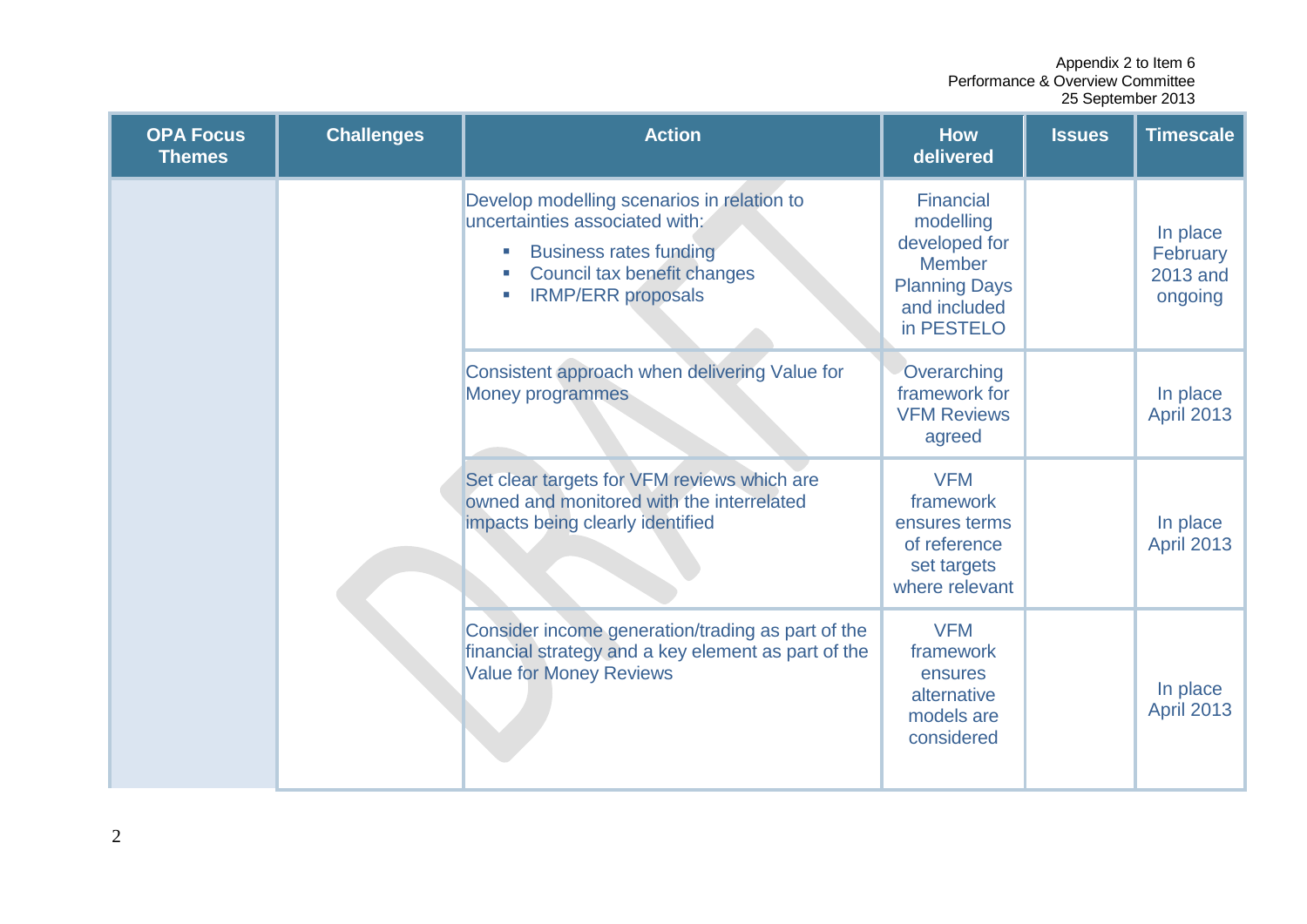Appendix 2 to Item 6
Performance & Overview Committee
25 September 2013

| OPA Focus Themes | Challenges | Action | How delivered | Issues | Timescale |
|---|---|---|---|---|---|
| | | Develop modelling scenarios in relation to uncertainties associated with:<br>▪ Business rates funding<br>▪ Council tax benefit changes<br>▪ IRMP/ERR proposals | Financial modelling developed for Member Planning Days and included in PESTELO | | In place February 2013 and ongoing |
| | | Consistent approach when delivering Value for Money programmes | Overarching framework for VFM Reviews agreed | | In place April 2013 |
| | | Set clear targets for VFM reviews which are owned and monitored with the interrelated impacts being clearly identified | VFM framework ensures terms of reference set targets where relevant | | In place April 2013 |
| | | Consider income generation/trading as part of the financial strategy and a key element as part of the Value for Money Reviews | VFM framework ensures alternative models are considered | | In place April 2013 |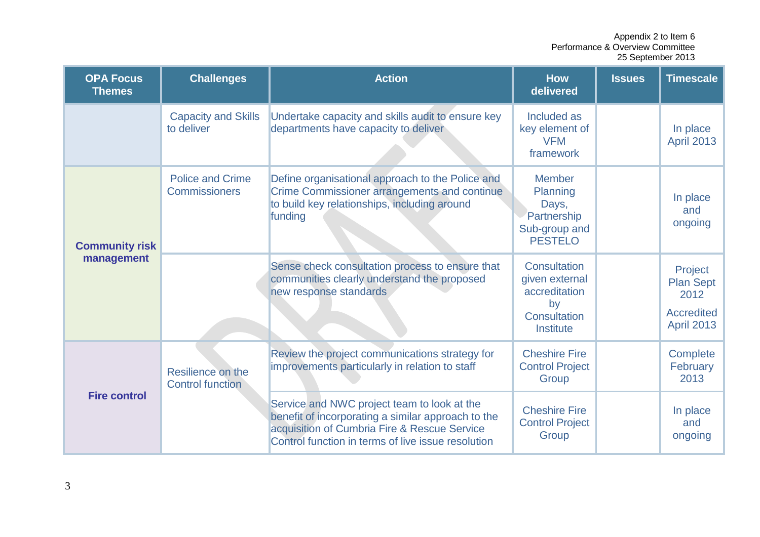Appendix 2 to Item 6
Performance & Overview Committee
25 September 2013

| OPA Focus Themes | Challenges | Action | How delivered | Issues | Timescale |
|---|---|---|---|---|---|
| | Capacity and Skills to deliver | Undertake capacity and skills audit to ensure key departments have capacity to deliver | Included as key element of VFM framework | | In place April 2013 |
| **Community risk management** | Police and Crime Commissioners | Define organisational approach to the Police and Crime Commissioner arrangements and continue to build key relationships, including around funding | Member Planning Days, Partnership Sub-group and PESTELO | | In place and ongoing |
| | | Sense check consultation process to ensure that communities clearly understand the proposed new response standards | Consultation given external accreditation by Consultation Institute | | Project Plan Sept 2012<br><br>Accredited April 2013 |
| **Fire control** | Resilience on the Control function | Review the project communications strategy for improvements particularly in relation to staff | Cheshire Fire Control Project Group | | Complete February 2013 |
| | | Service and NWC project team to look at the benefit of incorporating a similar approach to the acquisition of Cumbria Fire & Rescue Service Control function in terms of live issue resolution | Cheshire Fire Control Project Group | | In place and ongoing |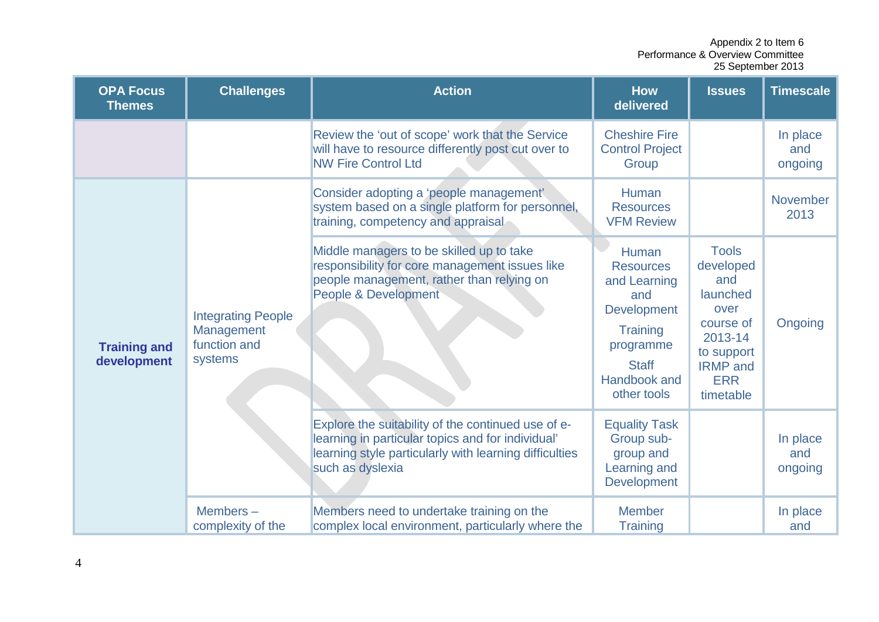| OPA Focus Themes | Challenges | Action | How delivered | Issues | Timescale |
|---|---|---|---|---|---|
| | | Review the 'out of scope' work that the Service will have to resource differently post cut over to NW Fire Control Ltd | Cheshire Fire Control Project Group | | In place and ongoing |
| **Training and development** | Integrating People Management function and systems | Consider adopting a 'people management' system based on a single platform for personnel, training, competency and appraisal | Human Resources VFM Review | | November 2013 |
| | | Middle managers to be skilled up to take responsibility for core management issues like people management, rather than relying on People & Development | Human Resources and Learning and Development<br>Training programme<br>Staff Handbook and other tools | Tools developed and launched over course of 2013-14 to support IRMP and ERR timetable | Ongoing |
| | | Explore the suitability of the continued use of e-learning in particular topics and for individual' learning style particularly with learning difficulties such as dyslexia | Equality Task Group sub-group and Learning and Development | | In place and ongoing |
| | Members – complexity of the | Members need to undertake training on the complex local environment, particularly where the | Member Training | | In place and |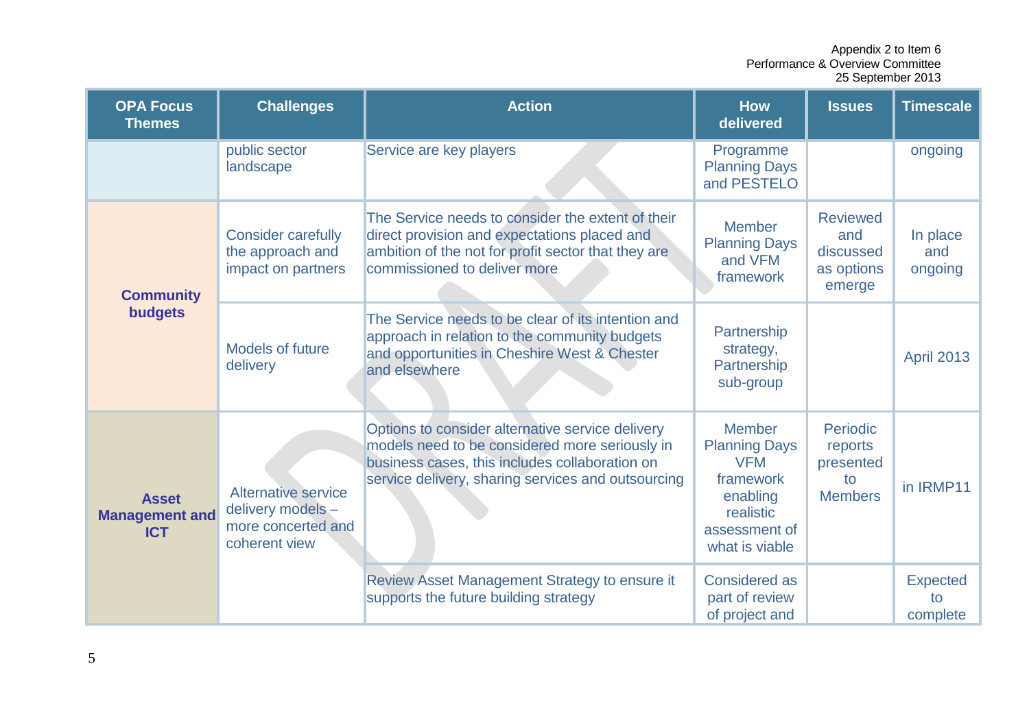| OPA Focus Themes | Challenges | Action | How delivered | Issues | Timescale |
|---|---|---|---|---|---|
| | public sector landscape | Service are key players | Programme Planning Days and PESTELO | | ongoing |
| **Community budgets** | Consider carefully the approach and impact on partners | The Service needs to consider the extent of their direct provision and expectations placed and ambition of the not for profit sector that they are commissioned to deliver more | Member Planning Days and VFM framework | Reviewed and discussed as options emerge | In place and ongoing |
| | Models of future delivery | The Service needs to be clear of its intention and approach in relation to the community budgets and opportunities in Cheshire West & Chester and elsewhere | Partnership strategy, Partnership sub-group | | April 2013 |
| **Asset Management and ICT** | Alternative service delivery models – more concerted and coherent view | Options to consider alternative service delivery models need to be considered more seriously in business cases, this includes collaboration on service delivery, sharing services and outsourcing | Member Planning Days VFM framework enabling realistic assessment of what is viable | Periodic reports presented to Members | in IRMP11 |
| | | Review Asset Management Strategy to ensure it supports the future building strategy | Considered as part of review of project and | | Expected to complete |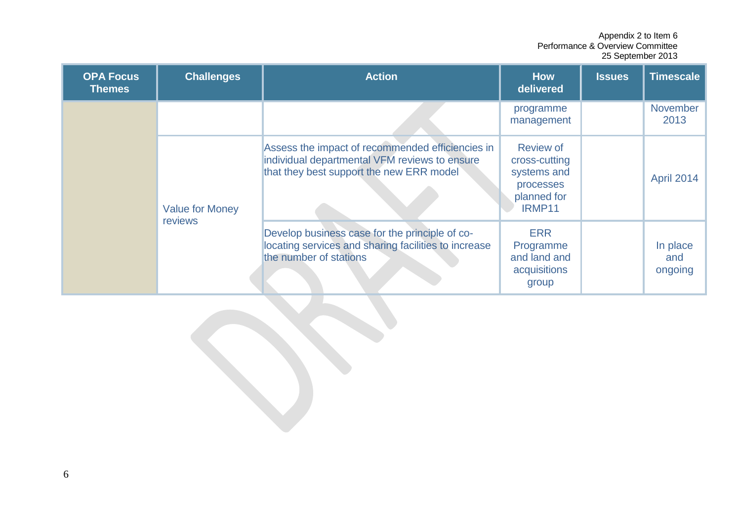Appendix 2 to Item 6
Performance & Overview Committee
25 September 2013

| OPA Focus Themes | Challenges | Action | How delivered | Issues | Timescale |
|---|---|---|---|---|---|
| | | | programme management | | November 2013 |
| | Value for Money reviews | Assess the impact of recommended efficiencies in individual departmental VFM reviews to ensure that they best support the new ERR model | Review of cross-cutting systems and processes planned for IRMP11 | | April 2014 |
| | | Develop business case for the principle of co-locating services and sharing facilities to increase the number of stations | ERR Programme and land and acquisitions group | | In place and ongoing |